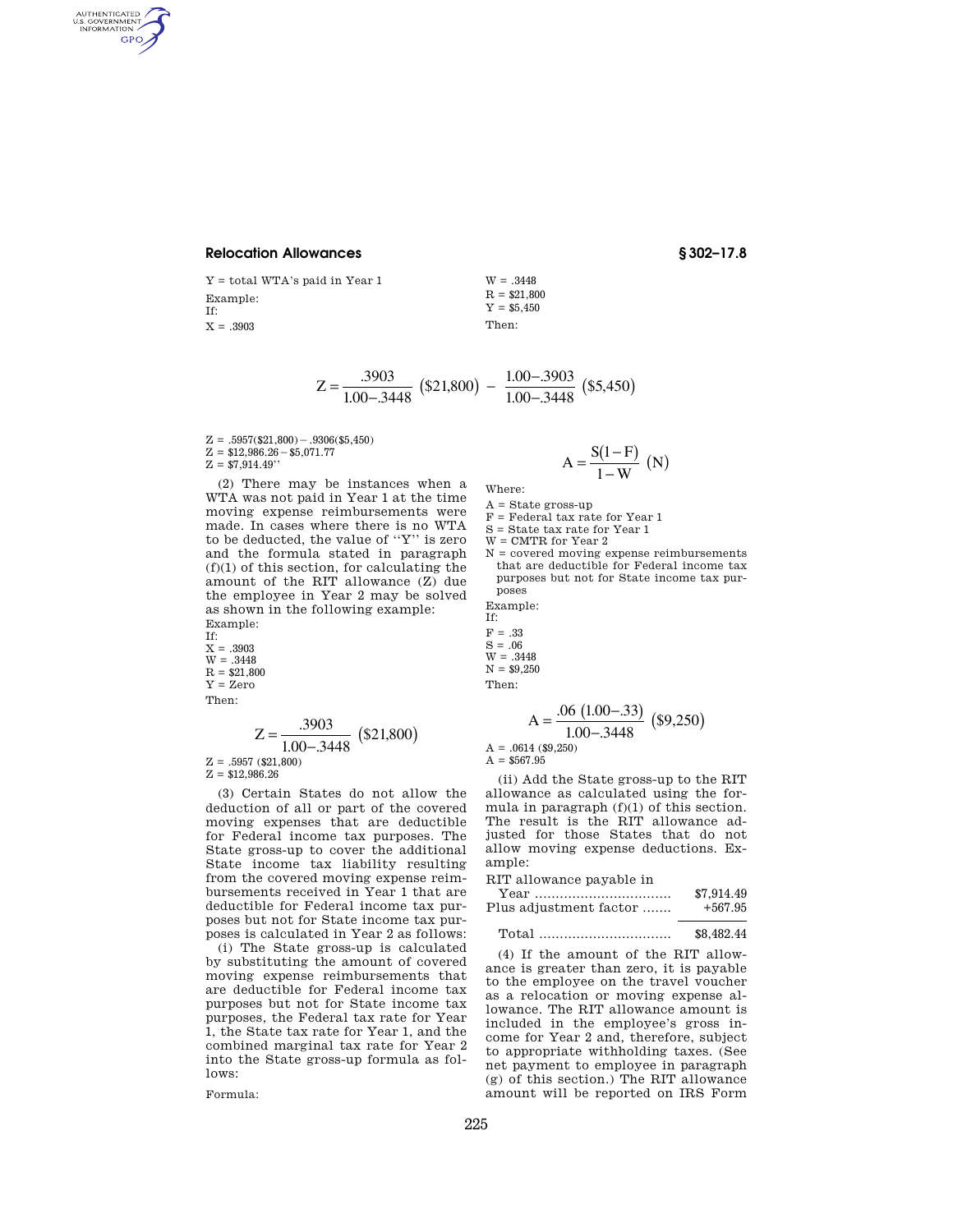Y = total WTA's paid in Year 1

Example:

If:

X = .3903

W = .3448

R = $21,800

Y = $5,450

Then:

$$Z = \frac{.3903}{1.00 - .3448}\ (\$21{,}800)\ -\ \frac{1.00 - .3903}{1.00 - .3448}\ (\$5{,}450)$$

Z = .5957($21,800) − .9306($5,450)
Z = $12,986.26 − $5,071.77
Z = $7,914.49''

(2) There may be instances when a WTA was not paid in Year 1 at the time moving expense reimbursements were made. In cases where there is no WTA to be deducted, the value of ''Y'' is zero and the formula stated in paragraph (f)(1) of this section, for calculating the amount of the RIT allowance (Z) due the employee in Year 2 may be solved as shown in the following example:

Example:

If:

X = .3903
W = .3448
R = $21,800
Y = Zero

Then:

$$Z = \frac{.3903}{1.00 - .3448}\ (\$21{,}800)$$

Z = .5957 ($21,800)
Z = $12,986.26

(3) Certain States do not allow the deduction of all or part of the covered moving expenses that are deductible for Federal income tax purposes. The State gross-up to cover the additional State income tax liability resulting from the covered moving expense reimbursements received in Year 1 that are deductible for Federal income tax purposes but not for State income tax purposes is calculated in Year 2 as follows:

(i) The State gross-up is calculated by substituting the amount of covered moving expense reimbursements that are deductible for Federal income tax purposes but not for State income tax purposes, the Federal tax rate for Year 1, the State tax rate for Year 1, and the combined marginal tax rate for Year 2 into the State gross-up formula as follows:

Formula:

$$A = \frac{S(1 - F)}{1 - W}\ (N)$$

Where:

A = State gross-up
F = Federal tax rate for Year 1
S = State tax rate for Year 1
W = CMTR for Year 2
N = covered moving expense reimbursements that are deductible for Federal income tax purposes but not for State income tax purposes

Example:

If:

F = .33
S = .06
W = .3448
N = $9,250

Then:

$$A = \frac{.06\ (1.00 - .33)}{1.00 - .3448}\ (\$9{,}250)$$

A = .0614 ($9,250)
A = $567.95

(ii) Add the State gross-up to the RIT allowance as calculated using the formula in paragraph (f)(1) of this section. The result is the RIT allowance adjusted for those States that do not allow moving expense deductions. Example:

| | |
|---|---|
| RIT allowance payable in Year | $7,914.49 |
| Plus adjustment factor | +567.95 |
| Total | $8,482.44 |

(4) If the amount of the RIT allowance is greater than zero, it is payable to the employee on the travel voucher as a relocation or moving expense allowance. The RIT allowance amount is included in the employee's gross income for Year 2 and, therefore, subject to appropriate withholding taxes. (See net payment to employee in paragraph (g) of this section.) The RIT allowance amount will be reported on IRS Form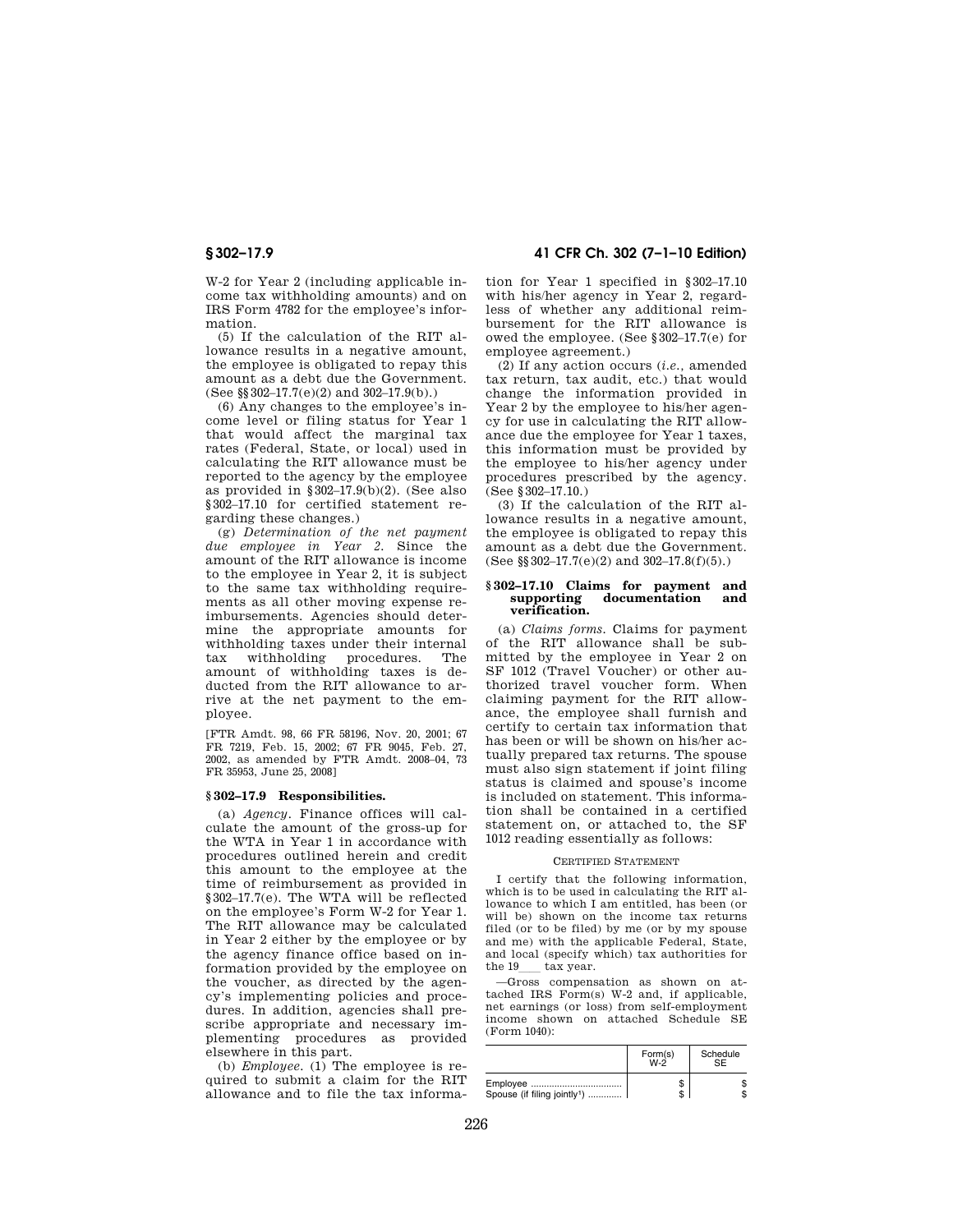W-2 for Year 2 (including applicable income tax withholding amounts) and on IRS Form 4782 for the employee's information.

(5) If the calculation of the RIT allowance results in a negative amount, the employee is obligated to repay this amount as a debt due the Government. (See §§302–17.7(e)(2) and 302–17.9(b).)

(6) Any changes to the employee's income level or filing status for Year 1 that would affect the marginal tax rates (Federal, State, or local) used in calculating the RIT allowance must be reported to the agency by the employee as provided in §302–17.9(b)(2). (See also §302–17.10 for certified statement regarding these changes.)

(g) *Determination of the net payment due employee in Year 2.* Since the amount of the RIT allowance is income to the employee in Year 2, it is subject to the same tax withholding requirements as all other moving expense reimbursements. Agencies should determine the appropriate amounts for withholding taxes under their internal tax withholding procedures. The amount of withholding taxes is deducted from the RIT allowance to arrive at the net payment to the employee.

[FTR Amdt. 98, 66 FR 58196, Nov. 20, 2001; 67 FR 7219, Feb. 15, 2002; 67 FR 9045, Feb. 27, 2002, as amended by FTR Amdt. 2008–04, 73 FR 35953, June 25, 2008]

## §302–17.9 Responsibilities.

(a) *Agency.* Finance offices will calculate the amount of the gross-up for the WTA in Year 1 in accordance with procedures outlined herein and credit this amount to the employee at the time of reimbursement as provided in §302–17.7(e). The WTA will be reflected on the employee's Form W-2 for Year 1. The RIT allowance may be calculated in Year 2 either by the employee or by the agency finance office based on information provided by the employee on the voucher, as directed by the agency's implementing policies and procedures. In addition, agencies shall prescribe appropriate and necessary implementing procedures as provided elsewhere in this part.

(b) *Employee.* (1) The employee is required to submit a claim for the RIT allowance and to file the tax information for Year 1 specified in §302–17.10 with his/her agency in Year 2, regardless of whether any additional reimbursement for the RIT allowance is owed the employee. (See §302–17.7(e) for employee agreement.)

(2) If any action occurs (*i.e.*, amended tax return, tax audit, etc.) that would change the information provided in Year 2 by the employee to his/her agency for use in calculating the RIT allowance due the employee for Year 1 taxes, this information must be provided by the employee to his/her agency under procedures prescribed by the agency. (See §302–17.10.)

(3) If the calculation of the RIT allowance results in a negative amount, the employee is obligated to repay this amount as a debt due the Government. (See §§302–17.7(e)(2) and 302–17.8(f)(5).)

## §302–17.10 Claims for payment and supporting documentation and verification.

(a) *Claims forms.* Claims for payment of the RIT allowance shall be submitted by the employee in Year 2 on SF 1012 (Travel Voucher) or other authorized travel voucher form. When claiming payment for the RIT allowance, the employee shall furnish and certify to certain tax information that has been or will be shown on his/her actually prepared tax returns. The spouse must also sign statement if joint filing status is claimed and spouse's income is included on statement. This information shall be contained in a certified statement on, or attached to, the SF 1012 reading essentially as follows:

CERTIFIED STATEMENT

I certify that the following information, which is to be used in calculating the RIT allowance to which I am entitled, has been (or will be) shown on the income tax returns filed (or to be filed) by me (or by my spouse and me) with the applicable Federal, State, and local (specify which) tax authorities for the 19\_\_\_\_ tax year.

—Gross compensation as shown on attached IRS Form(s) W-2 and, if applicable, net earnings (or loss) from self-employment income shown on attached Schedule SE (Form 1040):

| | Form(s) W-2 | Schedule SE |
|---|---|---|
| Employee | $ | $ |
| Spouse (if filing jointly[1]) | $ | $ |